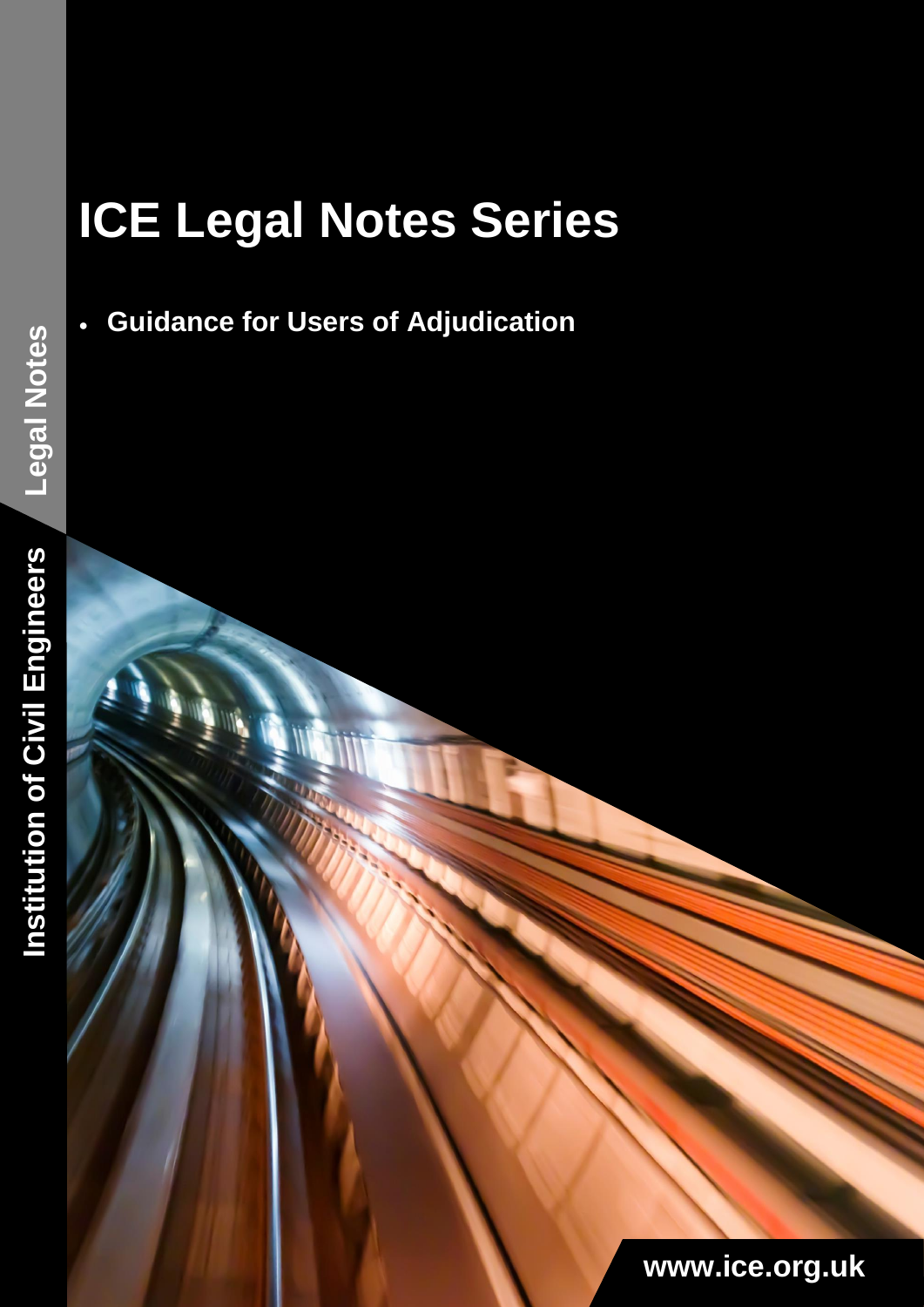# ICE Legal Notes Series

- **Guidance for Users of Adjudication**

Legal Notes

Institution of Civil Engineers

www.ice.org.uk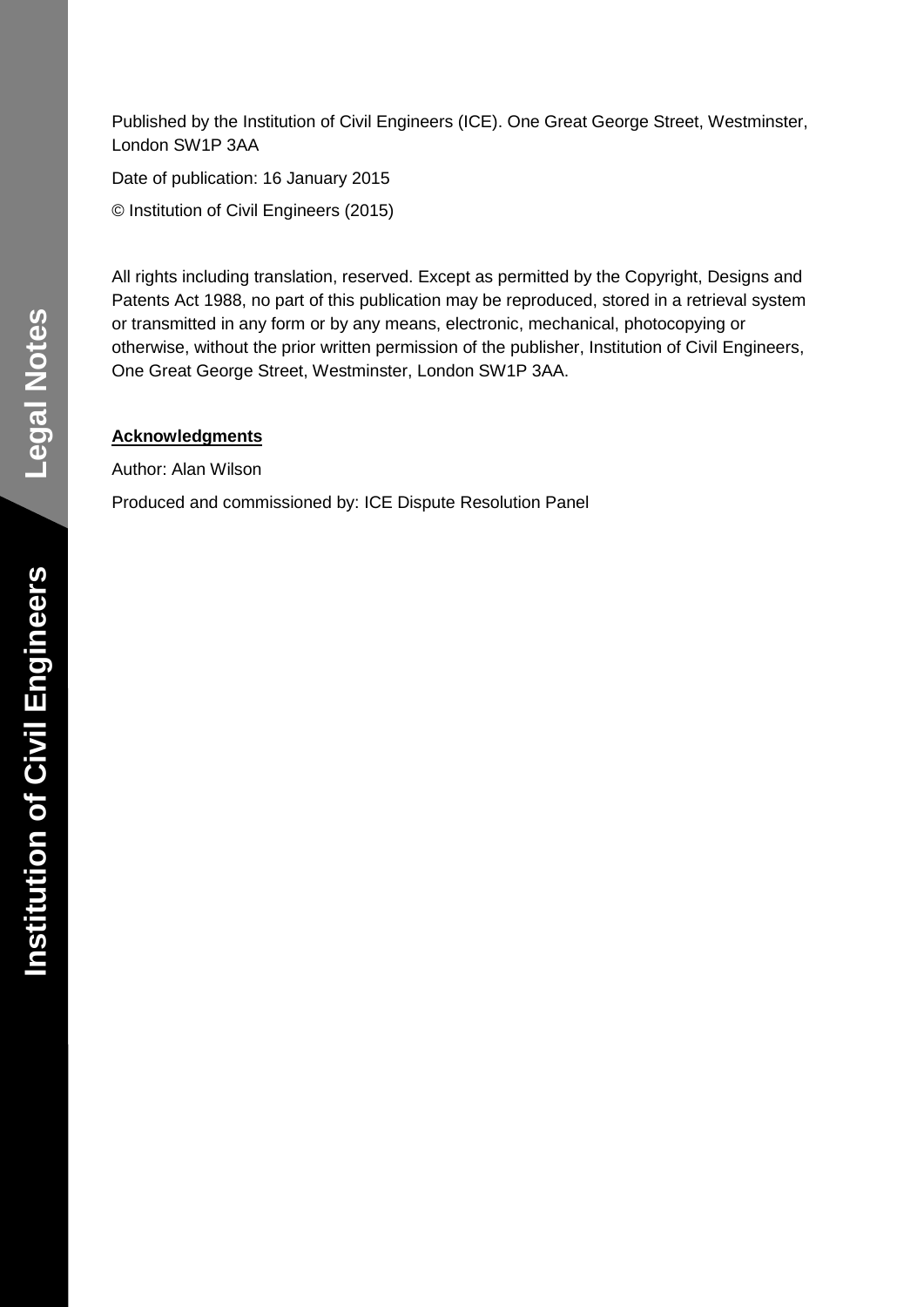Published by the Institution of Civil Engineers (ICE). One Great George Street, Westminster, London SW1P 3AA

Date of publication: 16 January 2015

© Institution of Civil Engineers (2015)

All rights including translation, reserved. Except as permitted by the Copyright, Designs and Patents Act 1988, no part of this publication may be reproduced, stored in a retrieval system or transmitted in any form or by any means, electronic, mechanical, photocopying or otherwise, without the prior written permission of the publisher, Institution of Civil Engineers, One Great George Street, Westminster, London SW1P 3AA.

**Acknowledgments**

Author: Alan Wilson

Produced and commissioned by: ICE Dispute Resolution Panel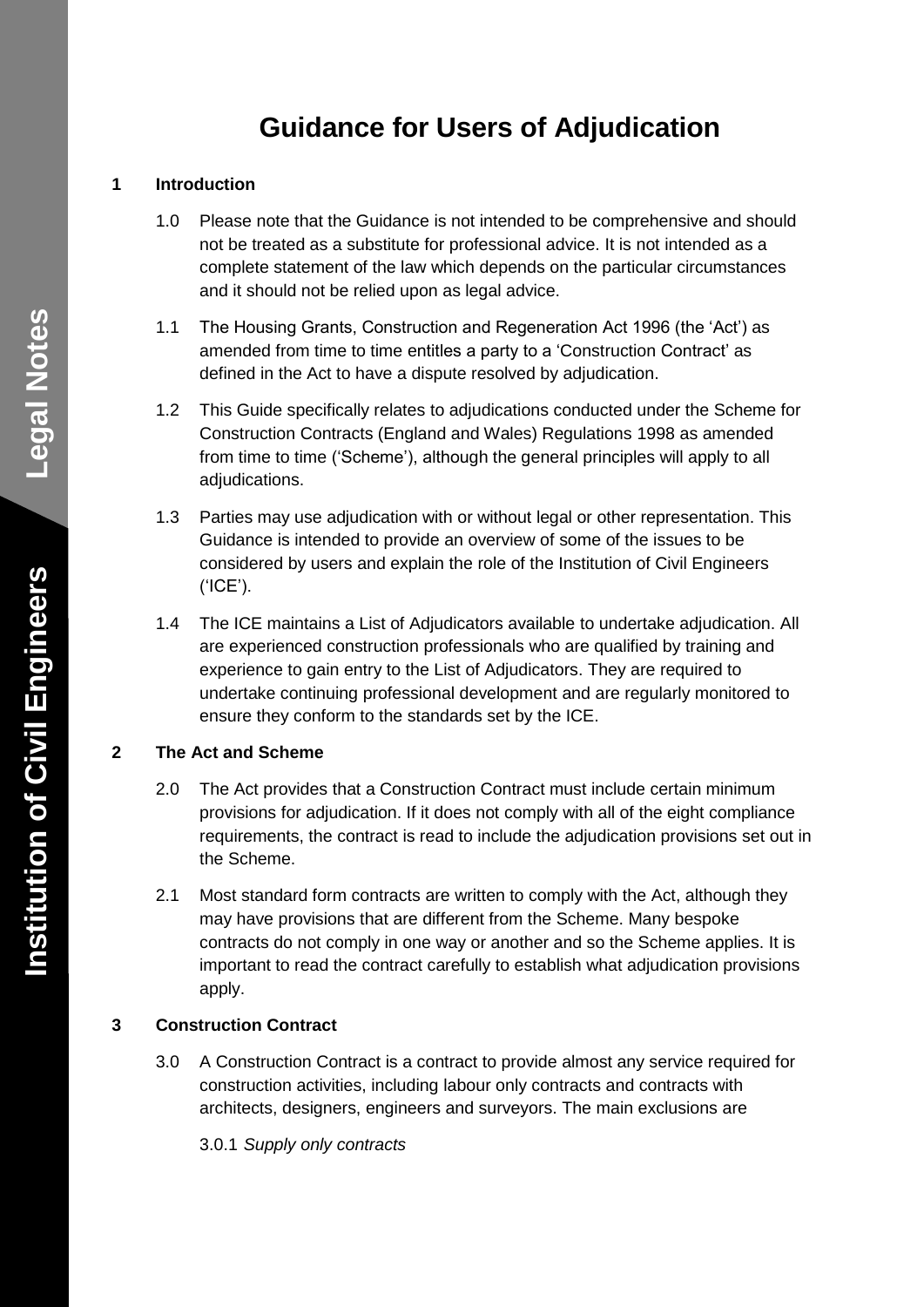# Guidance for Users of Adjudication

## 1 Introduction

1.0 Please note that the Guidance is not intended to be comprehensive and should not be treated as a substitute for professional advice. It is not intended as a complete statement of the law which depends on the particular circumstances and it should not be relied upon as legal advice.

1.1 The Housing Grants, Construction and Regeneration Act 1996 (the 'Act') as amended from time to time entitles a party to a 'Construction Contract' as defined in the Act to have a dispute resolved by adjudication.

1.2 This Guide specifically relates to adjudications conducted under the Scheme for Construction Contracts (England and Wales) Regulations 1998 as amended from time to time ('Scheme'), although the general principles will apply to all adjudications.

1.3 Parties may use adjudication with or without legal or other representation. This Guidance is intended to provide an overview of some of the issues to be considered by users and explain the role of the Institution of Civil Engineers ('ICE').

1.4 The ICE maintains a List of Adjudicators available to undertake adjudication. All are experienced construction professionals who are qualified by training and experience to gain entry to the List of Adjudicators. They are required to undertake continuing professional development and are regularly monitored to ensure they conform to the standards set by the ICE.

## 2 The Act and Scheme

2.0 The Act provides that a Construction Contract must include certain minimum provisions for adjudication. If it does not comply with all of the eight compliance requirements, the contract is read to include the adjudication provisions set out in the Scheme.

2.1 Most standard form contracts are written to comply with the Act, although they may have provisions that are different from the Scheme. Many bespoke contracts do not comply in one way or another and so the Scheme applies. It is important to read the contract carefully to establish what adjudication provisions apply.

## 3 Construction Contract

3.0 A Construction Contract is a contract to provide almost any service required for construction activities, including labour only contracts and contracts with architects, designers, engineers and surveyors. The main exclusions are

3.0.1 *Supply only contracts*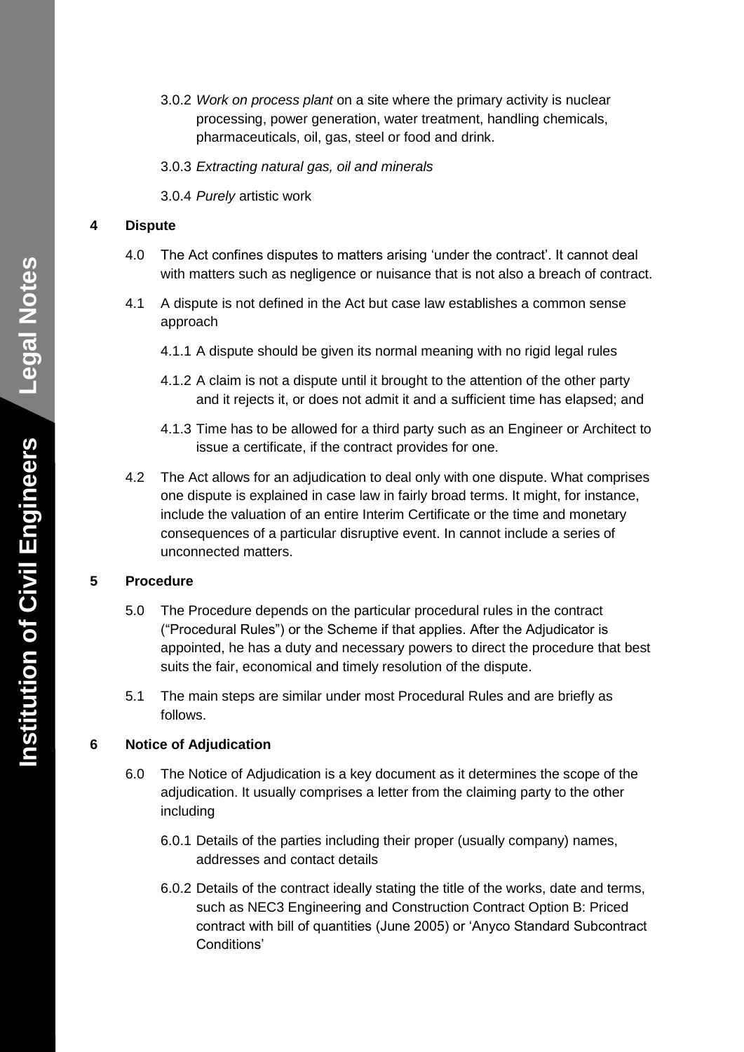3.0.2 *Work on process plant* on a site where the primary activity is nuclear processing, power generation, water treatment, handling chemicals, pharmaceuticals, oil, gas, steel or food and drink.

3.0.3 *Extracting natural gas, oil and minerals*

3.0.4 *Purely* artistic work

## 4 Dispute

4.0 The Act confines disputes to matters arising 'under the contract'. It cannot deal with matters such as negligence or nuisance that is not also a breach of contract.

4.1 A dispute is not defined in the Act but case law establishes a common sense approach

4.1.1 A dispute should be given its normal meaning with no rigid legal rules

4.1.2 A claim is not a dispute until it brought to the attention of the other party and it rejects it, or does not admit it and a sufficient time has elapsed; and

4.1.3 Time has to be allowed for a third party such as an Engineer or Architect to issue a certificate, if the contract provides for one.

4.2 The Act allows for an adjudication to deal only with one dispute. What comprises one dispute is explained in case law in fairly broad terms. It might, for instance, include the valuation of an entire Interim Certificate or the time and monetary consequences of a particular disruptive event. In cannot include a series of unconnected matters.

## 5 Procedure

5.0 The Procedure depends on the particular procedural rules in the contract ("Procedural Rules") or the Scheme if that applies. After the Adjudicator is appointed, he has a duty and necessary powers to direct the procedure that best suits the fair, economical and timely resolution of the dispute.

5.1 The main steps are similar under most Procedural Rules and are briefly as follows.

## 6 Notice of Adjudication

6.0 The Notice of Adjudication is a key document as it determines the scope of the adjudication. It usually comprises a letter from the claiming party to the other including

6.0.1 Details of the parties including their proper (usually company) names, addresses and contact details

6.0.2 Details of the contract ideally stating the title of the works, date and terms, such as NEC3 Engineering and Construction Contract Option B: Priced contract with bill of quantities (June 2005) or 'Anyco Standard Subcontract Conditions'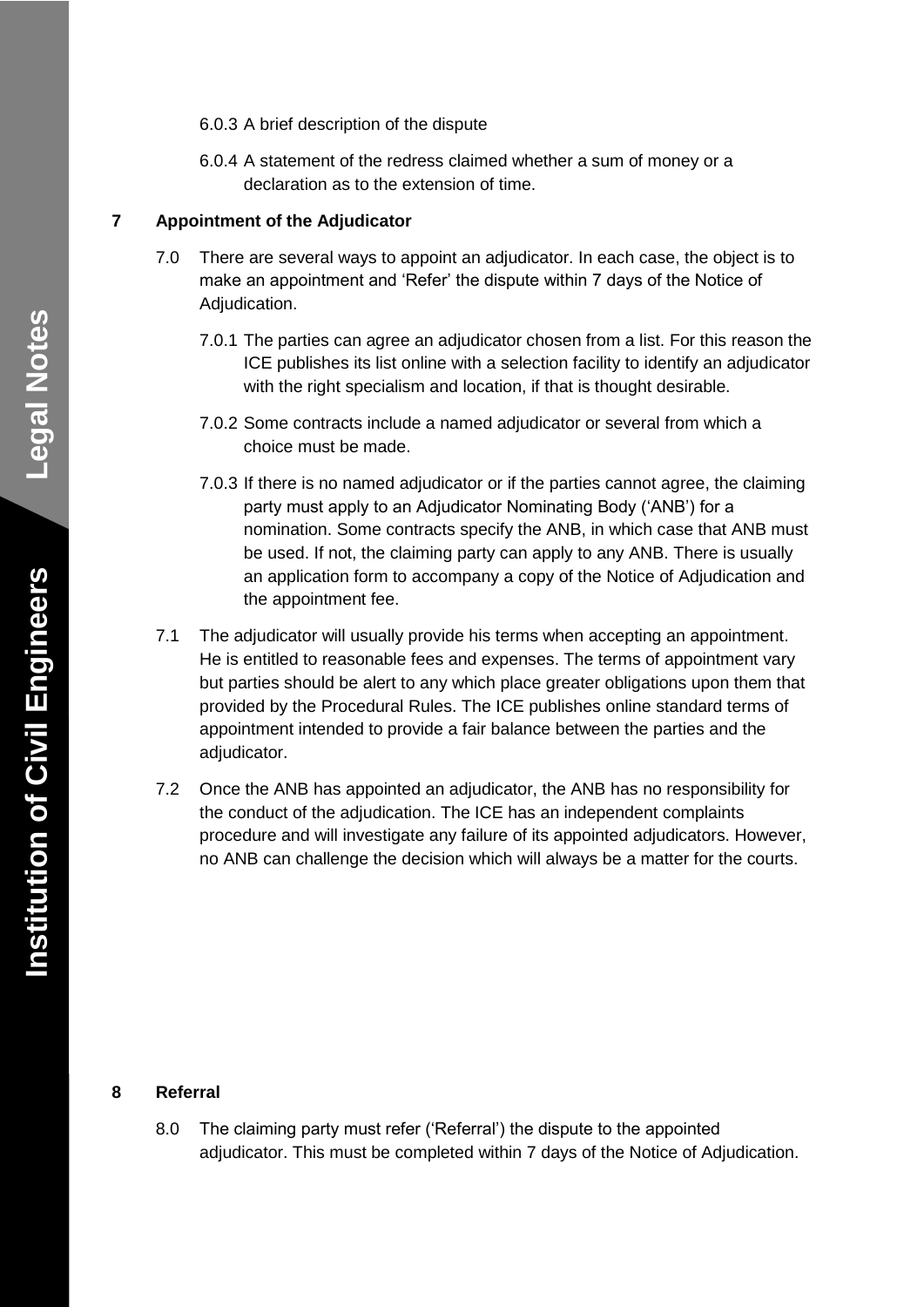6.0.3 A brief description of the dispute

6.0.4 A statement of the redress claimed whether a sum of money or a declaration as to the extension of time.

## 7 Appointment of the Adjudicator

7.0 There are several ways to appoint an adjudicator. In each case, the object is to make an appointment and 'Refer' the dispute within 7 days of the Notice of Adjudication.

7.0.1 The parties can agree an adjudicator chosen from a list. For this reason the ICE publishes its list online with a selection facility to identify an adjudicator with the right specialism and location, if that is thought desirable.

7.0.2 Some contracts include a named adjudicator or several from which a choice must be made.

7.0.3 If there is no named adjudicator or if the parties cannot agree, the claiming party must apply to an Adjudicator Nominating Body ('ANB') for a nomination. Some contracts specify the ANB, in which case that ANB must be used. If not, the claiming party can apply to any ANB. There is usually an application form to accompany a copy of the Notice of Adjudication and the appointment fee.

7.1 The adjudicator will usually provide his terms when accepting an appointment. He is entitled to reasonable fees and expenses. The terms of appointment vary but parties should be alert to any which place greater obligations upon them that provided by the Procedural Rules. The ICE publishes online standard terms of appointment intended to provide a fair balance between the parties and the adjudicator.

7.2 Once the ANB has appointed an adjudicator, the ANB has no responsibility for the conduct of the adjudication. The ICE has an independent complaints procedure and will investigate any failure of its appointed adjudicators. However, no ANB can challenge the decision which will always be a matter for the courts.

## 8 Referral

8.0 The claiming party must refer ('Referral') the dispute to the appointed adjudicator. This must be completed within 7 days of the Notice of Adjudication.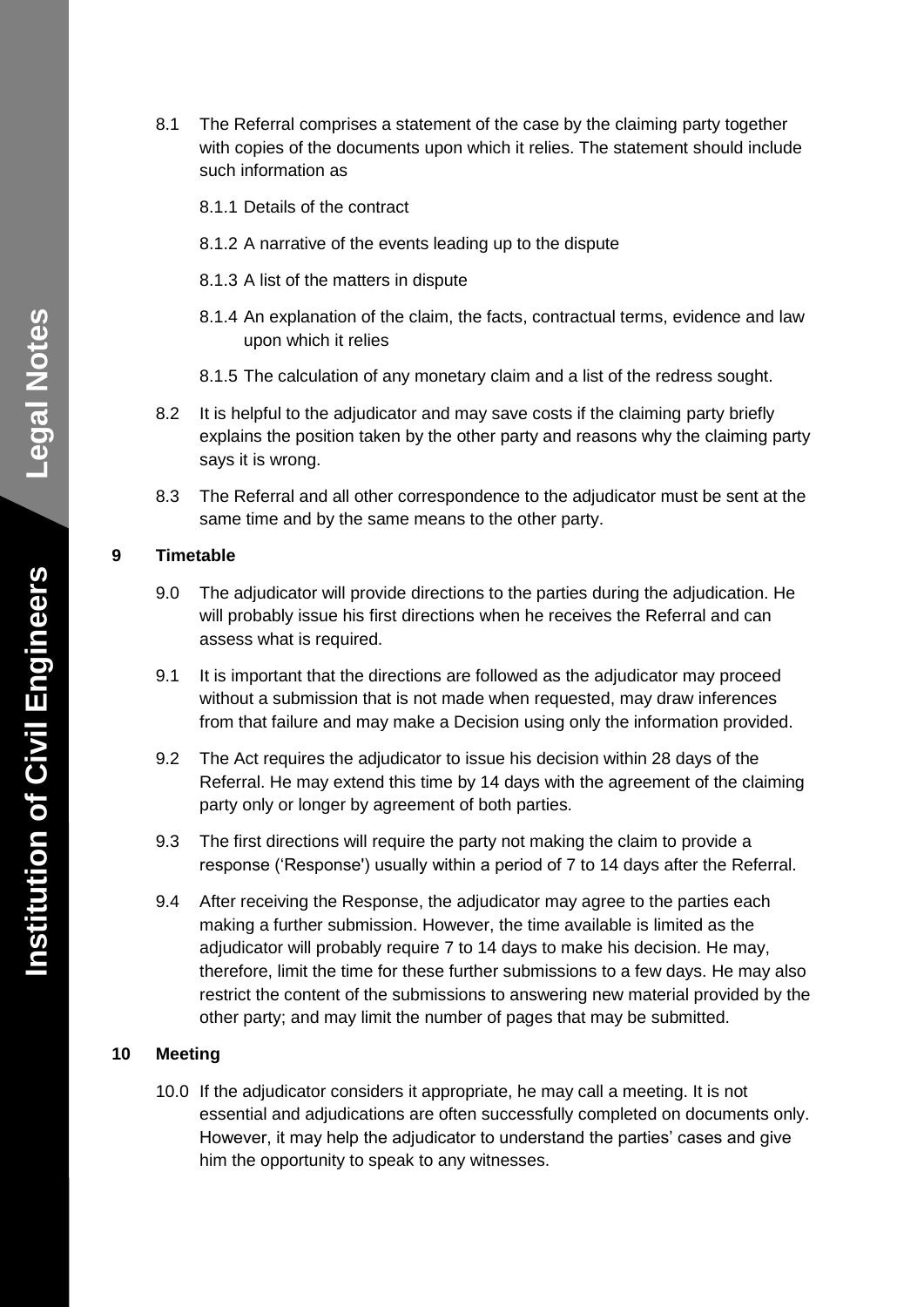8.1 The Referral comprises a statement of the case by the claiming party together with copies of the documents upon which it relies. The statement should include such information as

8.1.1 Details of the contract

8.1.2 A narrative of the events leading up to the dispute

8.1.3 A list of the matters in dispute

8.1.4 An explanation of the claim, the facts, contractual terms, evidence and law upon which it relies

8.1.5 The calculation of any monetary claim and a list of the redress sought.

8.2 It is helpful to the adjudicator and may save costs if the claiming party briefly explains the position taken by the other party and reasons why the claiming party says it is wrong.

8.3 The Referral and all other correspondence to the adjudicator must be sent at the same time and by the same means to the other party.

## 9 Timetable

9.0 The adjudicator will provide directions to the parties during the adjudication. He will probably issue his first directions when he receives the Referral and can assess what is required.

9.1 It is important that the directions are followed as the adjudicator may proceed without a submission that is not made when requested, may draw inferences from that failure and may make a Decision using only the information provided.

9.2 The Act requires the adjudicator to issue his decision within 28 days of the Referral. He may extend this time by 14 days with the agreement of the claiming party only or longer by agreement of both parties.

9.3 The first directions will require the party not making the claim to provide a response ('Response') usually within a period of 7 to 14 days after the Referral.

9.4 After receiving the Response, the adjudicator may agree to the parties each making a further submission. However, the time available is limited as the adjudicator will probably require 7 to 14 days to make his decision. He may, therefore, limit the time for these further submissions to a few days. He may also restrict the content of the submissions to answering new material provided by the other party; and may limit the number of pages that may be submitted.

## 10 Meeting

10.0 If the adjudicator considers it appropriate, he may call a meeting. It is not essential and adjudications are often successfully completed on documents only. However, it may help the adjudicator to understand the parties' cases and give him the opportunity to speak to any witnesses.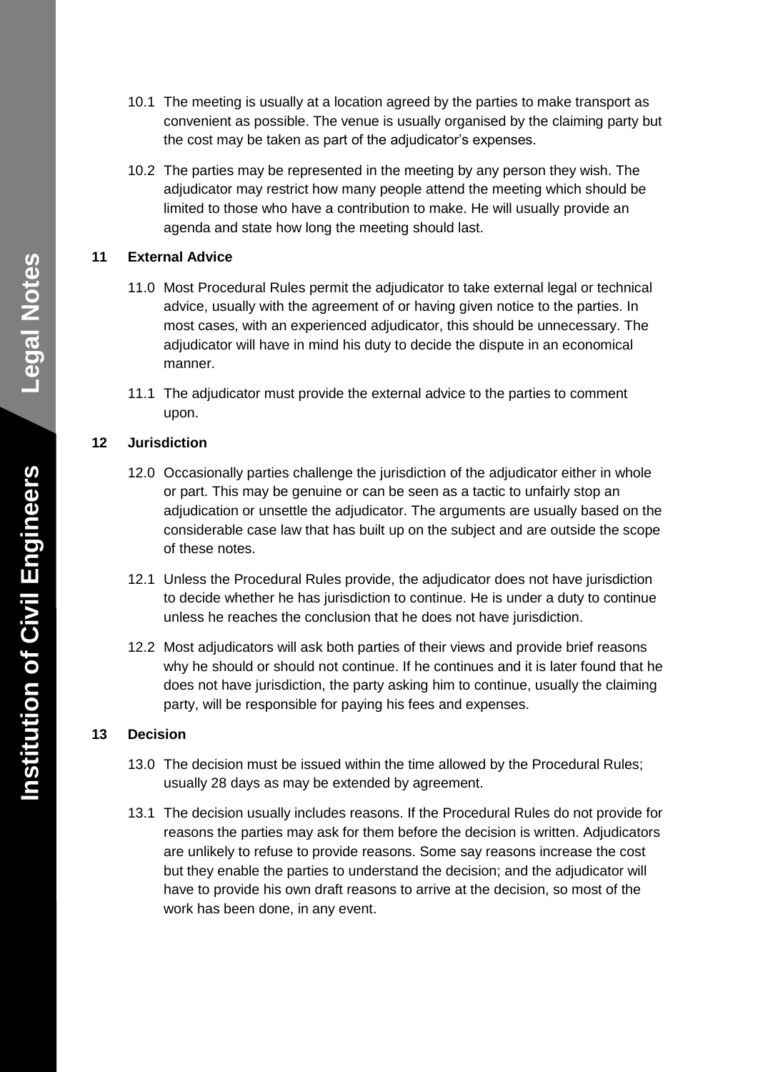10.1 The meeting is usually at a location agreed by the parties to make transport as convenient as possible. The venue is usually organised by the claiming party but the cost may be taken as part of the adjudicator's expenses.

10.2 The parties may be represented in the meeting by any person they wish. The adjudicator may restrict how many people attend the meeting which should be limited to those who have a contribution to make. He will usually provide an agenda and state how long the meeting should last.

## 11 External Advice

11.0 Most Procedural Rules permit the adjudicator to take external legal or technical advice, usually with the agreement of or having given notice to the parties. In most cases, with an experienced adjudicator, this should be unnecessary. The adjudicator will have in mind his duty to decide the dispute in an economical manner.

11.1 The adjudicator must provide the external advice to the parties to comment upon.

## 12 Jurisdiction

12.0 Occasionally parties challenge the jurisdiction of the adjudicator either in whole or part. This may be genuine or can be seen as a tactic to unfairly stop an adjudication or unsettle the adjudicator. The arguments are usually based on the considerable case law that has built up on the subject and are outside the scope of these notes.

12.1 Unless the Procedural Rules provide, the adjudicator does not have jurisdiction to decide whether he has jurisdiction to continue. He is under a duty to continue unless he reaches the conclusion that he does not have jurisdiction.

12.2 Most adjudicators will ask both parties of their views and provide brief reasons why he should or should not continue. If he continues and it is later found that he does not have jurisdiction, the party asking him to continue, usually the claiming party, will be responsible for paying his fees and expenses.

## 13 Decision

13.0 The decision must be issued within the time allowed by the Procedural Rules; usually 28 days as may be extended by agreement.

13.1 The decision usually includes reasons. If the Procedural Rules do not provide for reasons the parties may ask for them before the decision is written. Adjudicators are unlikely to refuse to provide reasons. Some say reasons increase the cost but they enable the parties to understand the decision; and the adjudicator will have to provide his own draft reasons to arrive at the decision, so most of the work has been done, in any event.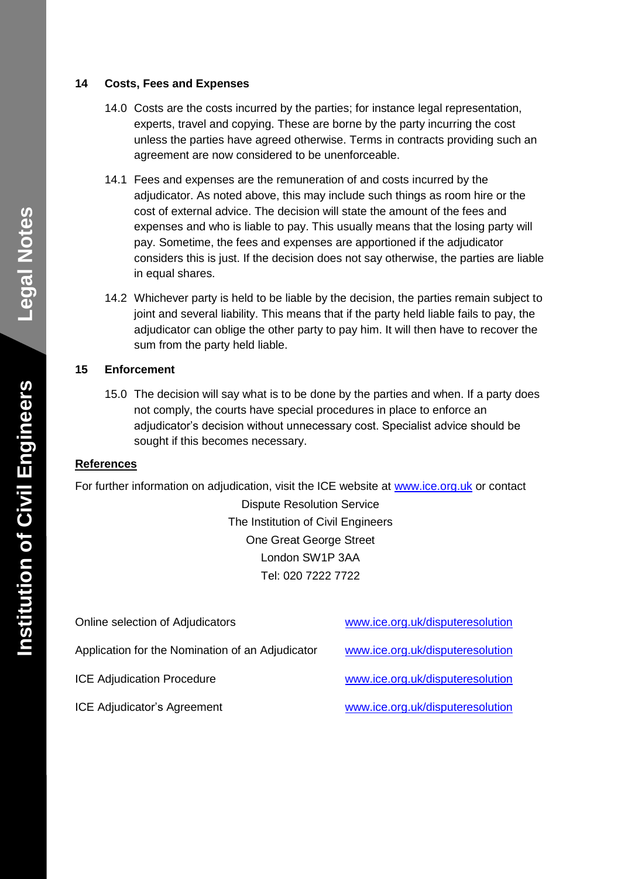## 14 Costs, Fees and Expenses

14.0 Costs are the costs incurred by the parties; for instance legal representation, experts, travel and copying. These are borne by the party incurring the cost unless the parties have agreed otherwise. Terms in contracts providing such an agreement are now considered to be unenforceable.

14.1 Fees and expenses are the remuneration of and costs incurred by the adjudicator. As noted above, this may include such things as room hire or the cost of external advice. The decision will state the amount of the fees and expenses and who is liable to pay. This usually means that the losing party will pay. Sometime, the fees and expenses are apportioned if the adjudicator considers this is just. If the decision does not say otherwise, the parties are liable in equal shares.

14.2 Whichever party is held to be liable by the decision, the parties remain subject to joint and several liability. This means that if the party held liable fails to pay, the adjudicator can oblige the other party to pay him. It will then have to recover the sum from the party held liable.

## 15 Enforcement

15.0 The decision will say what is to be done by the parties and when. If a party does not comply, the courts have special procedures in place to enforce an adjudicator's decision without unnecessary cost. Specialist advice should be sought if this becomes necessary.

## References

For further information on adjudication, visit the ICE website at www.ice.org.uk or contact

Dispute Resolution Service
The Institution of Civil Engineers
One Great George Street
London SW1P 3AA
Tel: 020 7222 7722

| | |
|---|---|
| Online selection of Adjudicators | www.ice.org.uk/disputeresolution |
| Application for the Nomination of an Adjudicator | www.ice.org.uk/disputeresolution |
| ICE Adjudication Procedure | www.ice.org.uk/disputeresolution |
| ICE Adjudicator's Agreement | www.ice.org.uk/disputeresolution |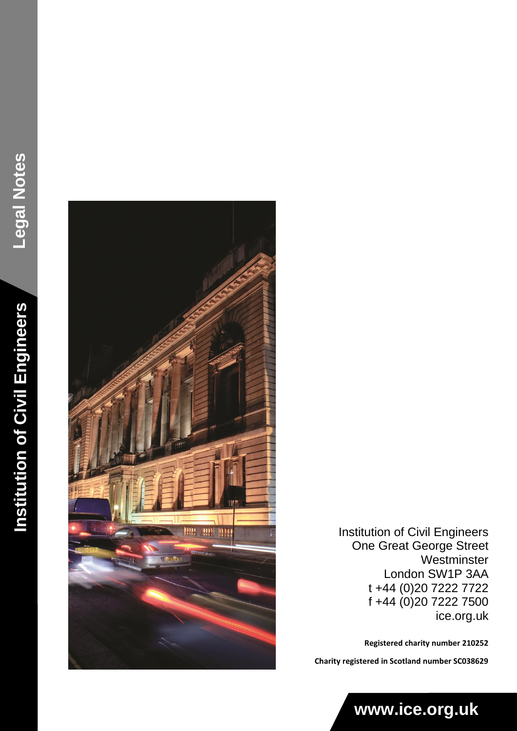Legal Notes

Institution of Civil Engineers

Institution of Civil Engineers
One Great George Street
Westminster
London SW1P 3AA
t +44 (0)20 7222 7722
f +44 (0)20 7222 7500
ice.org.uk

**Registered charity number 210252**

**Charity registered in Scotland number SC038629**

**www.ice.org.uk**